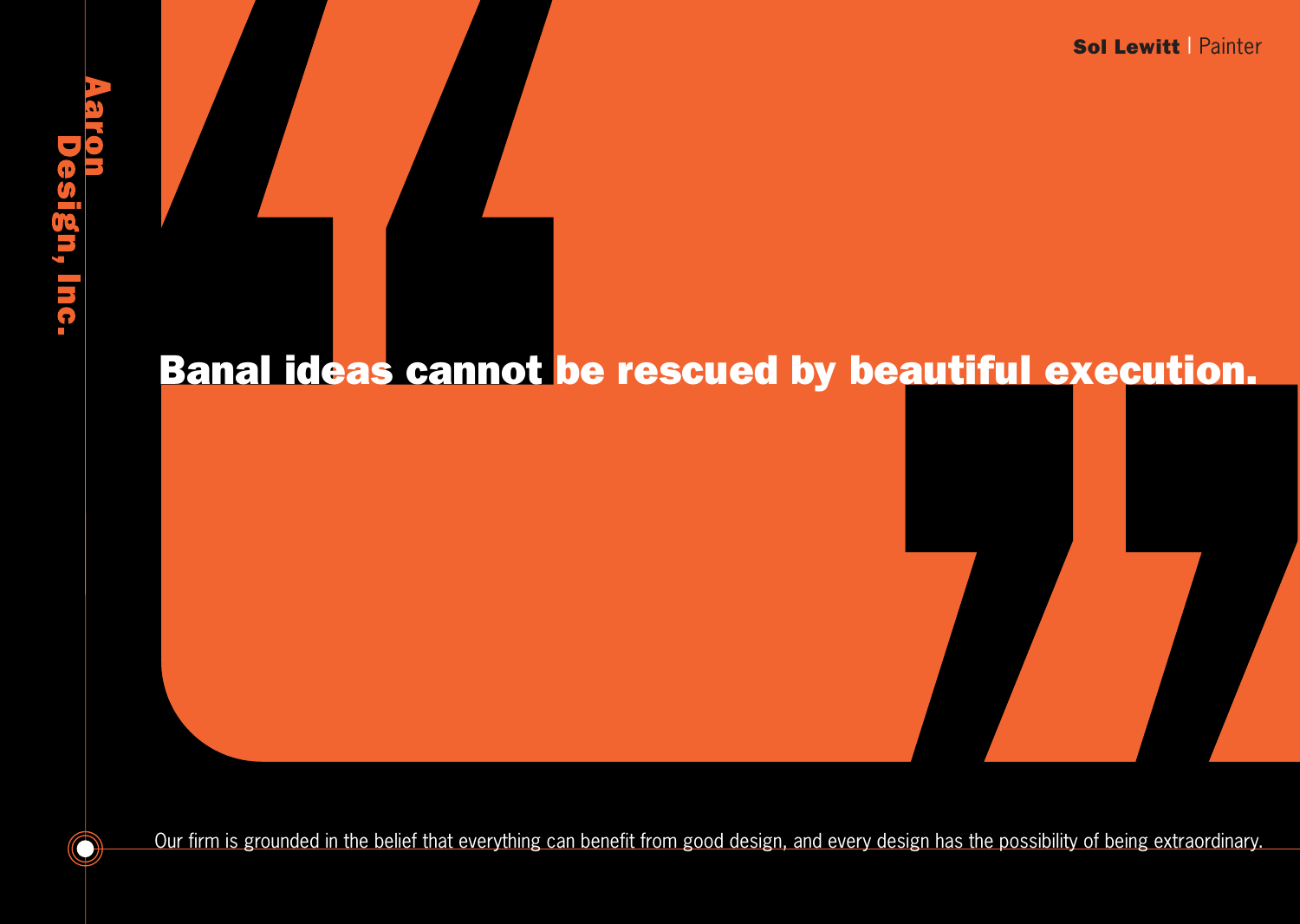Aaron Design, Inc.

**Sol Lewitt** | Painter

# Banal ideas cannot be rescued by beautiful execution.

Our firm is grounded in the belief that everything can benefit from good design, and every design has the possibility of being extraordinary.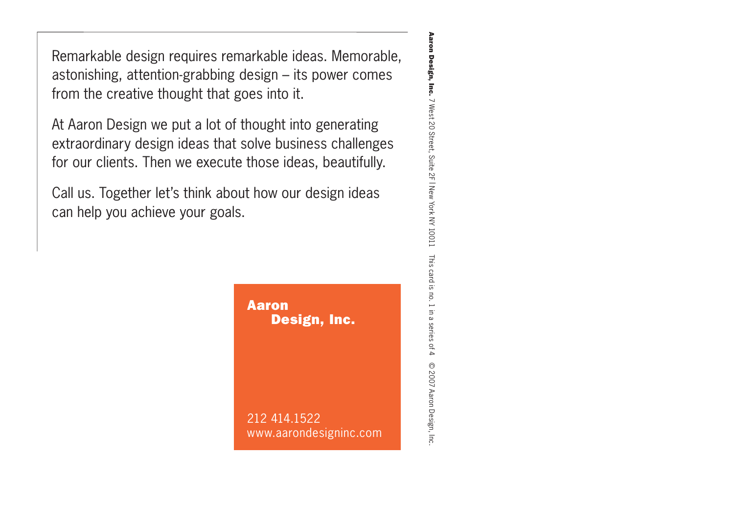Remarkable design requires remarkable ideas. Memorable, astonishing, attention-grabbing design – its power comes from the creative thought that goes into it.

At Aaron Design we put a lot of thought into generating extraordinary design ideas that solve business challenges for our clients. Then we execute those ideas, beautifully.

Call us. Together let's think about how our design ideas can help you achieve your goals.

**Aaron Design, Inc.**

212 414.1522
www.aarondesigninc.com

**Aaron Design, Inc.** 7 West 20 Street, Suite 2F | New York NY 10011 This card is no. 1 in a series of 4 © 2007 Aaron Design, Inc.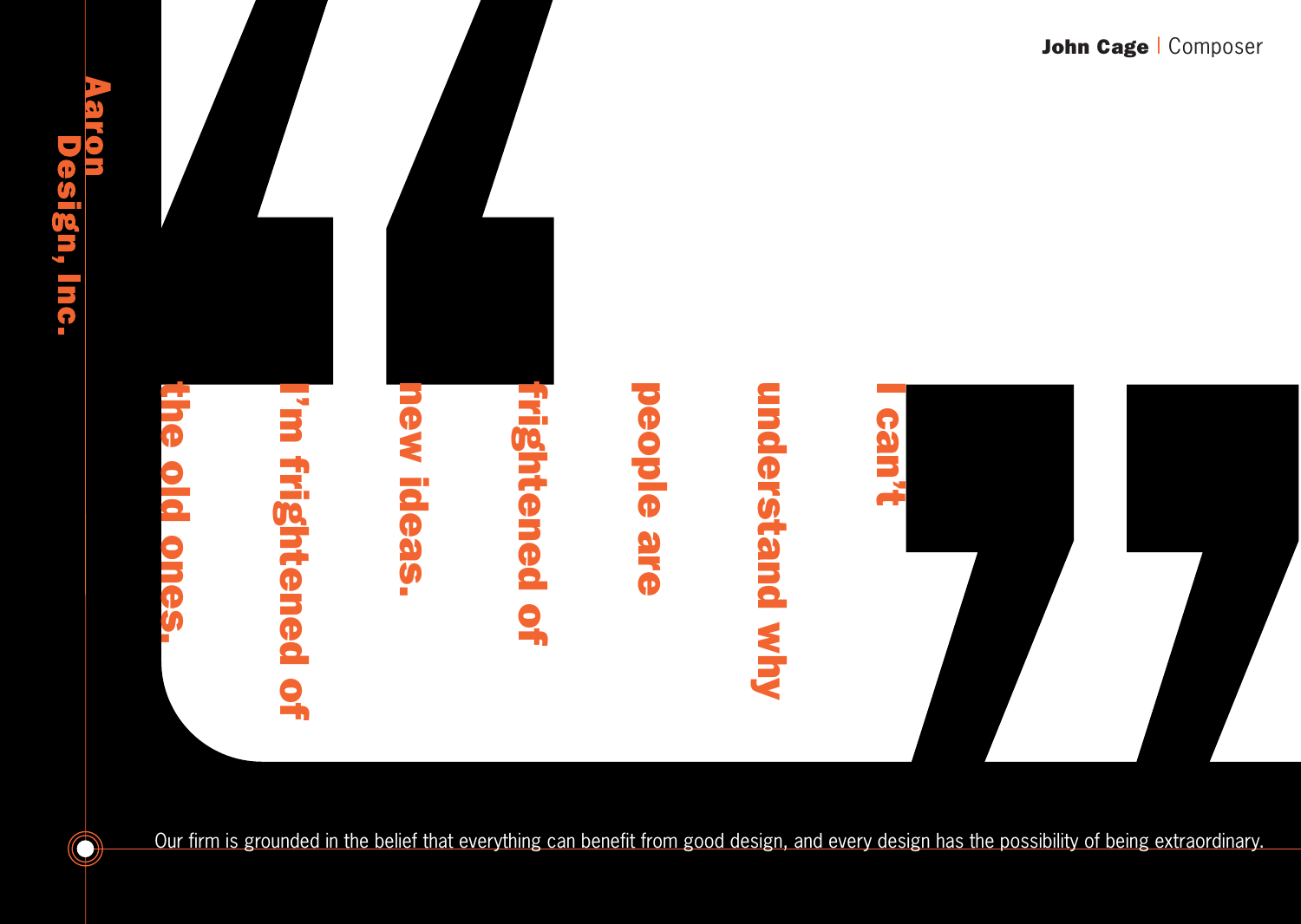**John Cage** | Composer

# I can't understand why people are frightened of new ideas. I'm frightened of the old ones.

Our firm is grounded in the belief that everything can benefit from good design, and every design has the possibility of being extraordinary.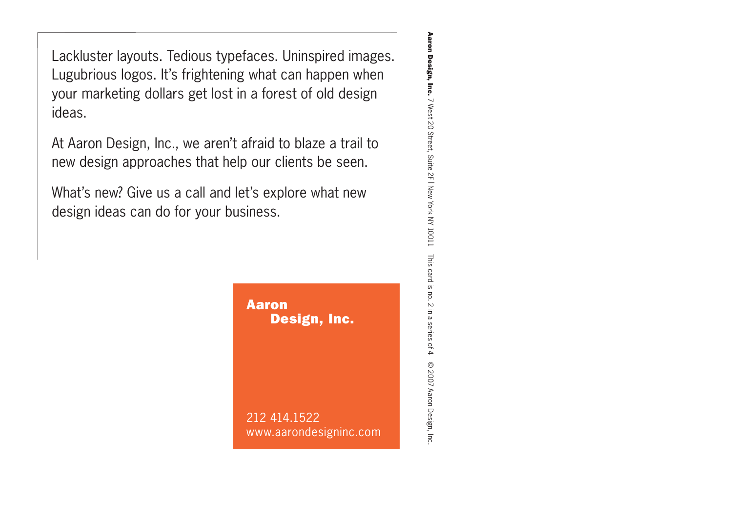Lackluster layouts. Tedious typefaces. Uninspired images. Lugubrious logos. It's frightening what can happen when your marketing dollars get lost in a forest of old design ideas.

At Aaron Design, Inc., we aren't afraid to blaze a trail to new design approaches that help our clients be seen.

What's new? Give us a call and let's explore what new design ideas can do for your business.

**Aaron Design, Inc.**

212 414.1522
www.aarondesigninc.com

**Aaron Design, Inc.** 7 West 20 Street, Suite 2F | New York NY 10011 This card is no. 2 in a series of 4 © 2007 Aaron Design, Inc.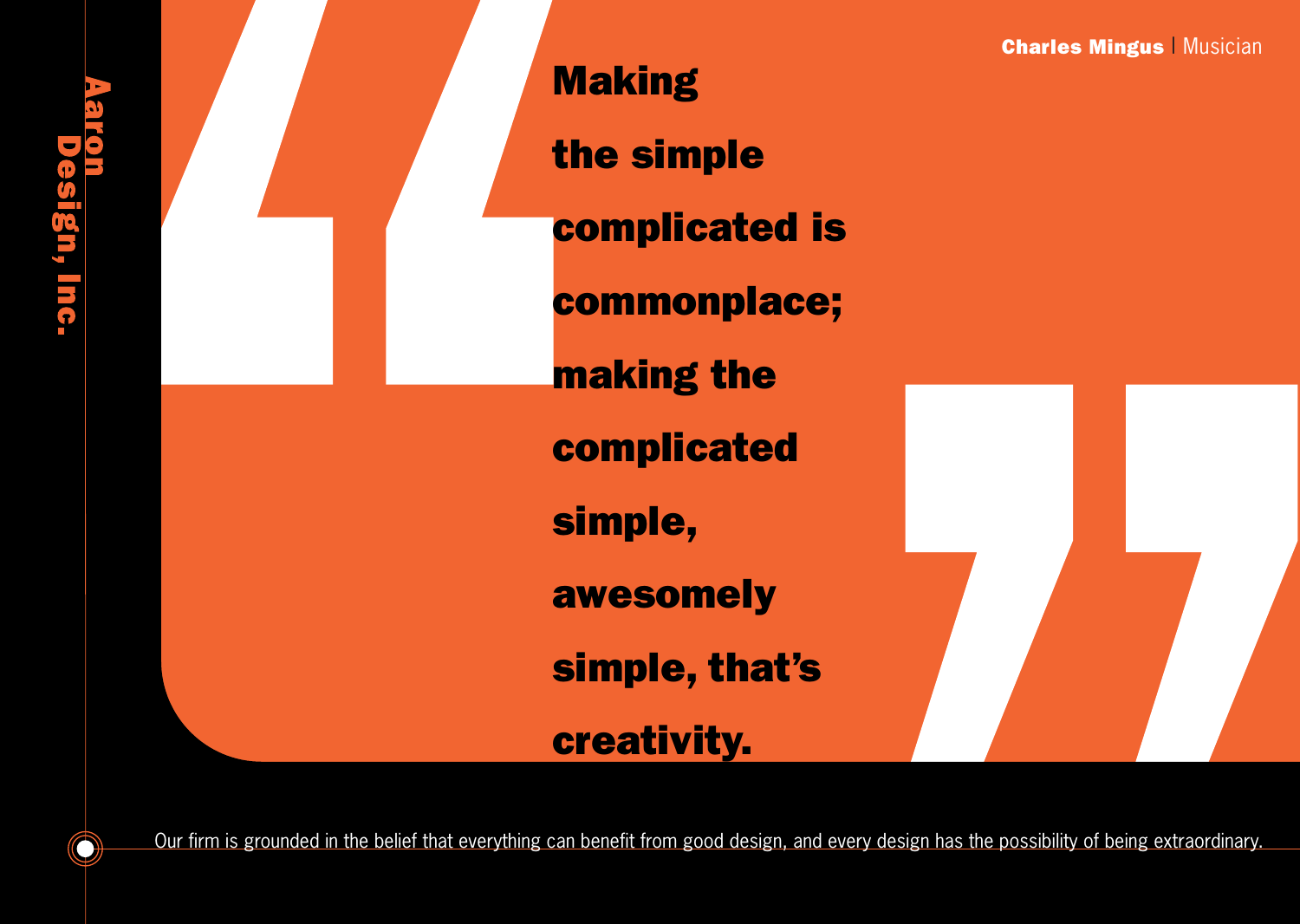**Aaron Design, Inc.**

**Charles Mingus** | Musician

**Making the simple complicated is commonplace; making the complicated simple, awesomely simple, that's creativity.**

Our firm is grounded in the belief that everything can benefit from good design, and every design has the possibility of being extraordinary.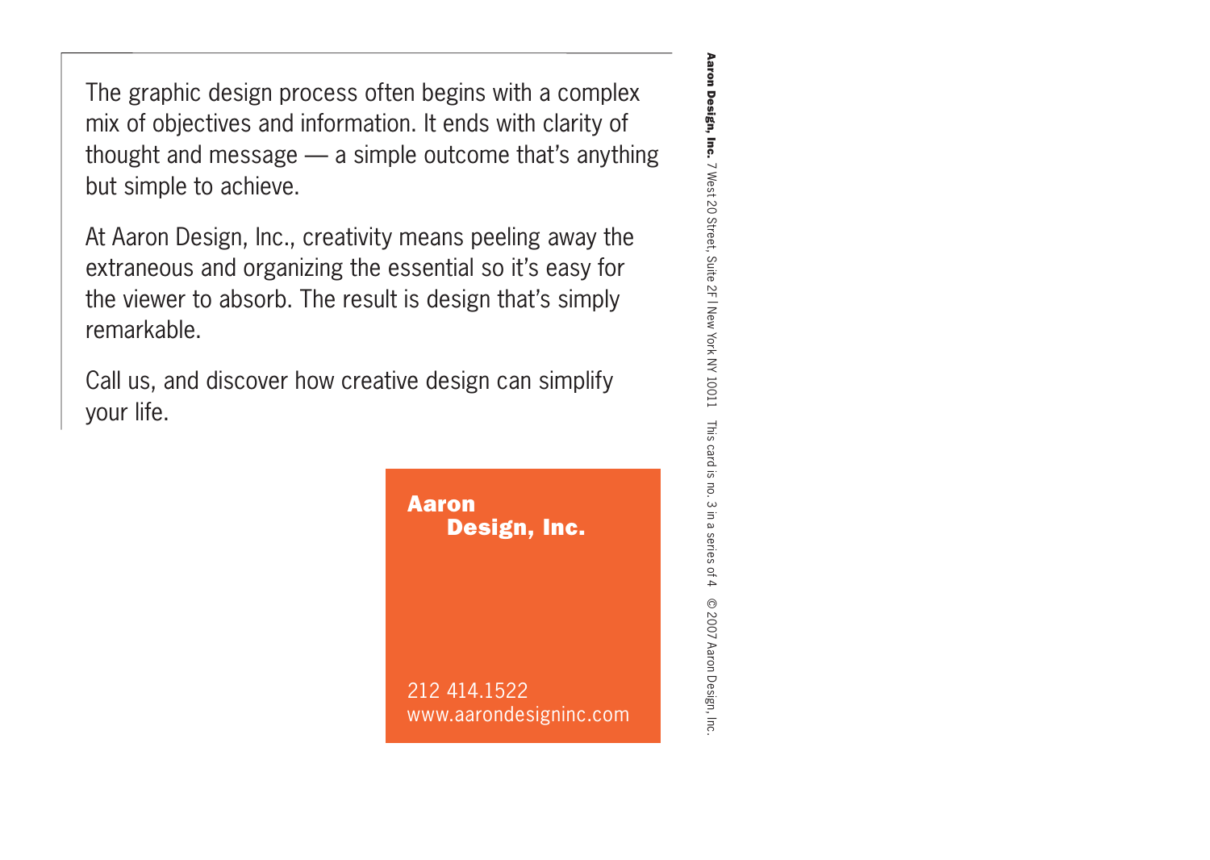The graphic design process often begins with a complex mix of objectives and information. It ends with clarity of thought and message — a simple outcome that's anything but simple to achieve.

At Aaron Design, Inc., creativity means peeling away the extraneous and organizing the essential so it's easy for the viewer to absorb. The result is design that's simply remarkable.

Call us, and discover how creative design can simplify your life.

**Aaron Design, Inc.**

212 414.1522
www.aarondesigninc.com

**Aaron Design, Inc.** 7 West 20 Street, Suite 2F | New York NY 10011 This card is no. 3 in a series of 4 © 2007 Aaron Design, Inc.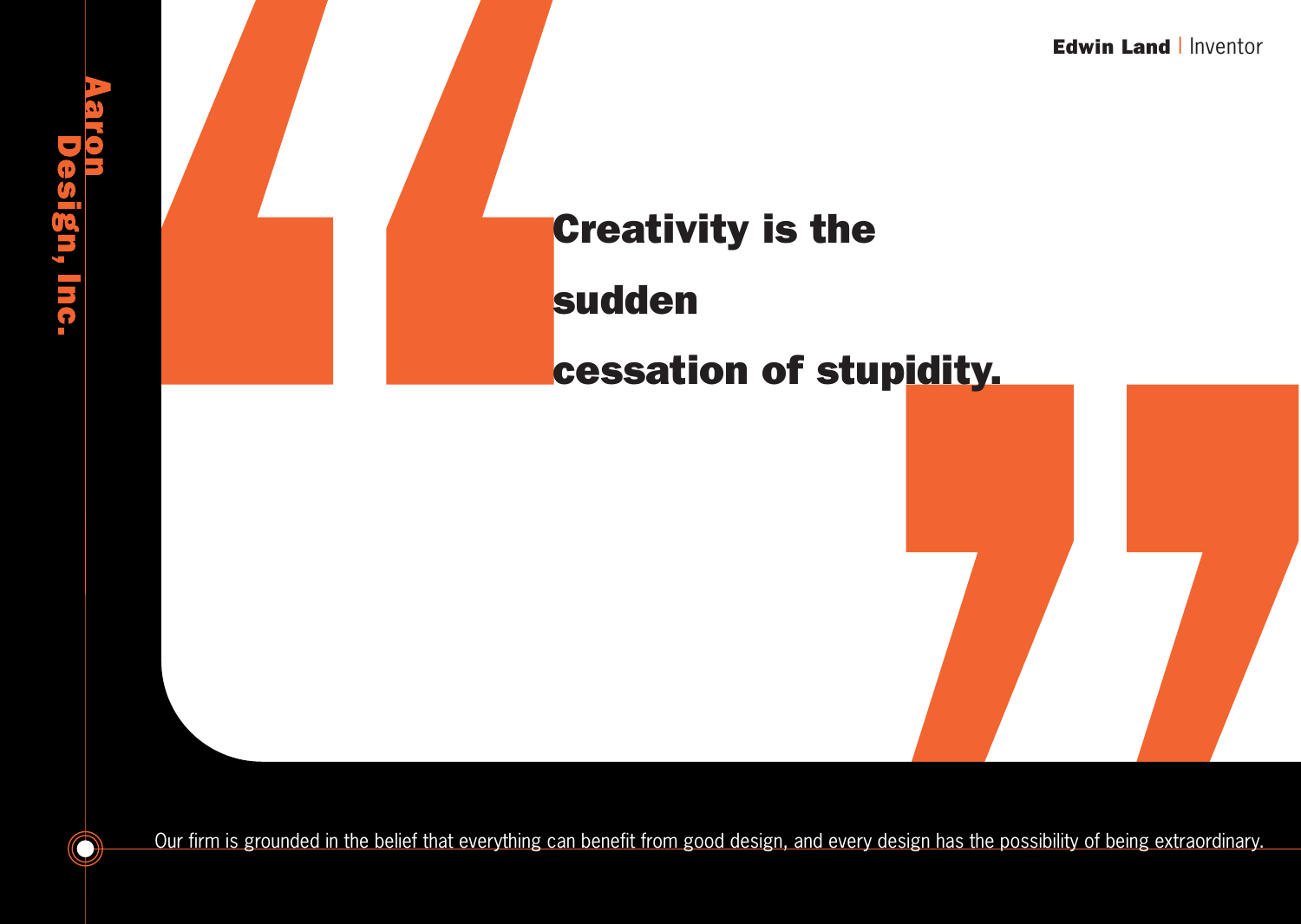**Aaron Design, Inc.**

**Edwin Land** | Inventor

# Creativity is the sudden cessation of stupidity.

Our firm is grounded in the belief that everything can benefit from good design, and every design has the possibility of being extraordinary.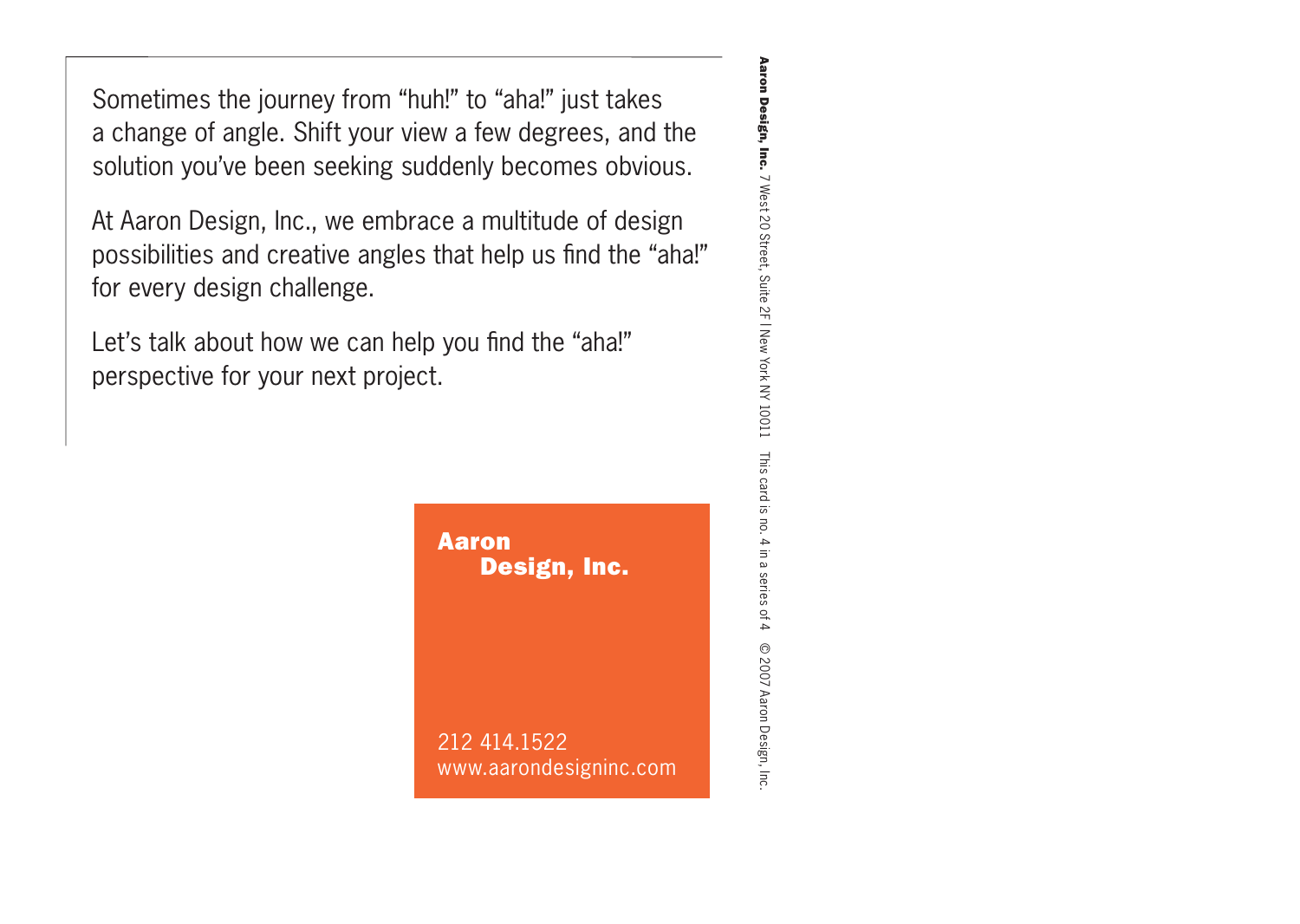Sometimes the journey from “huh!” to “aha!” just takes a change of angle. Shift your view a few degrees, and the solution you’ve been seeking suddenly becomes obvious.

At Aaron Design, Inc., we embrace a multitude of design possibilities and creative angles that help us find the “aha!” for every design challenge.

Let’s talk about how we can help you find the “aha!” perspective for your next project.

**Aaron Design, Inc.**

212 414.1522
www.aarondesigninc.com

**Aaron Design, Inc.** 7 West 20 Street, Suite 2F | New York NY 10011 This card is no. 4 in a series of 4 © 2007 Aaron Design, Inc.